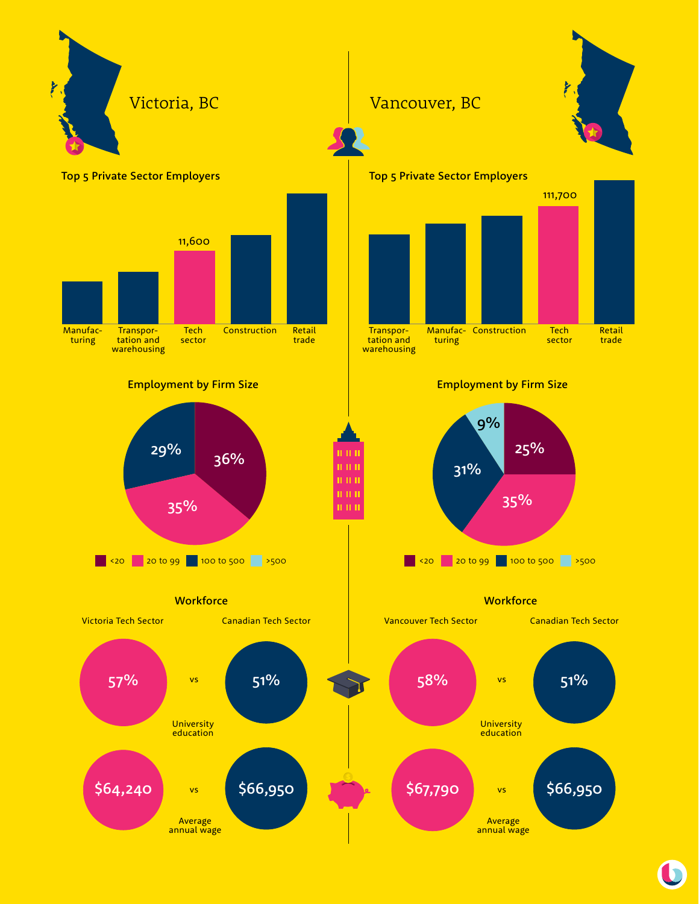## Victoria, BC

### Top 5 Private Sector Employers

- Manufacturing
- Transportation and warehousing
- Tech sector: 11,600
- Construction
- Retail trade

### Employment by Firm Size

| Firm size | Share |
|---|---|
| <20 | 36% |
| 20 to 99 | 35% |
| 100 to 500 | 29% |
| >500 | |

### Workforce

| | Victoria Tech Sector | | Canadian Tech Sector |
|---|---|---|---|
| University education | 57% | vs | 51% |
| Average annual wage | $64,240 | vs | $66,950 |

## Vancouver, BC

### Top 5 Private Sector Employers

- Transportation and warehousing
- Manufacturing
- Construction
- Tech sector: 111,700
- Retail trade

### Employment by Firm Size

| Firm size | Share |
|---|---|
| <20 | 25% |
| 20 to 99 | 35% |
| 100 to 500 | 31% |
| >500 | 9% |

### Workforce

| | Vancouver Tech Sector | | Canadian Tech Sector |
|---|---|---|---|
| University education | 58% | vs | 51% |
| Average annual wage | $67,790 | vs | $66,950 |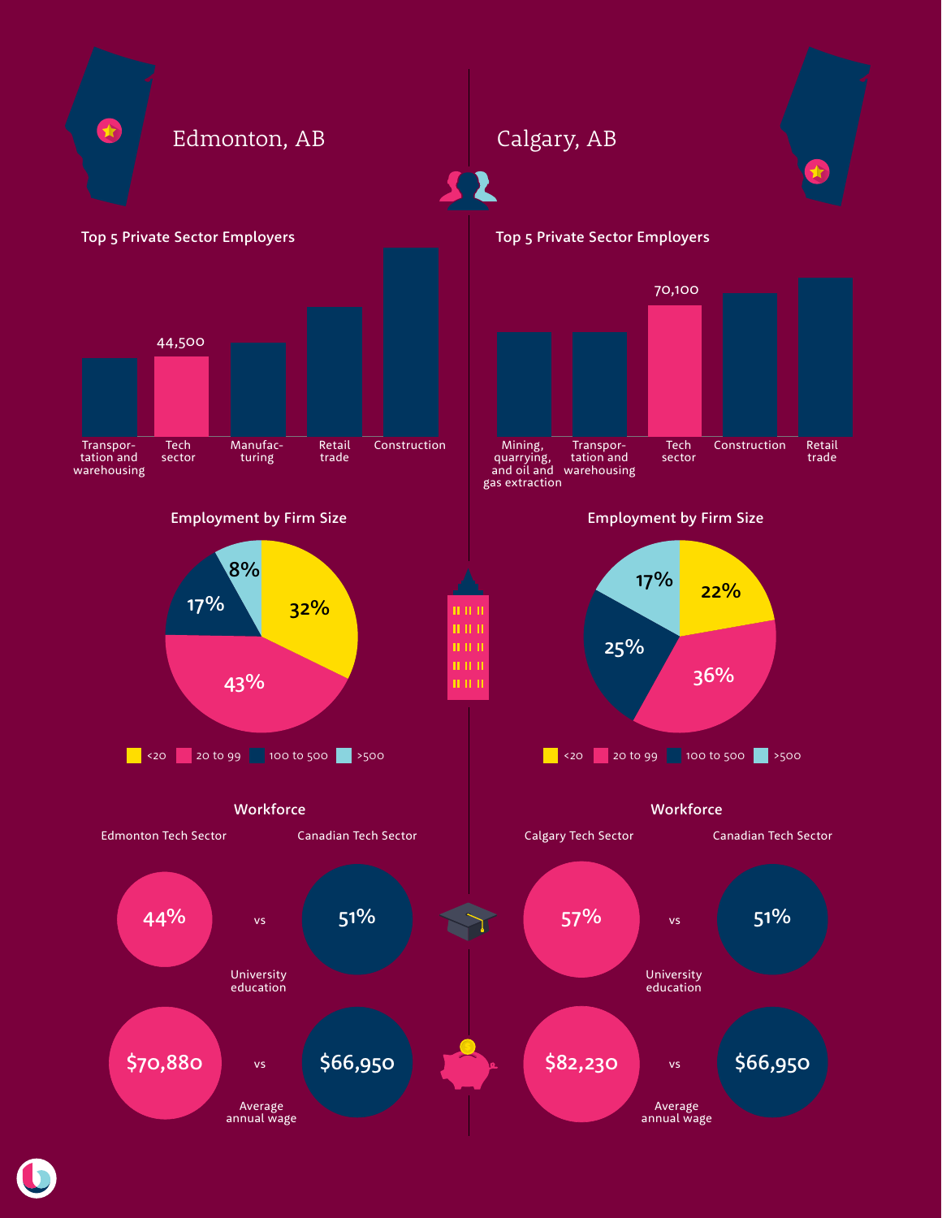## Edmonton, AB

### Top 5 Private Sector Employers

- Transportation and warehousing
- Tech sector — 44,500
- Manufacturing
- Retail trade
- Construction

### Employment by Firm Size

| Firm size | Share |
|---|---|
| <20 | 32% |
| 20 to 99 | 43% |
| 100 to 500 | 17% |
| >500 | 8% |

### Workforce

| | Edmonton Tech Sector | vs | Canadian Tech Sector |
|---|---|---|---|
| University education | 44% | vs | 51% |
| Average annual wage | $70,880 | vs | $66,950 |

## Calgary, AB

### Top 5 Private Sector Employers

- Mining, quarrying, and oil and gas extraction
- Transportation and warehousing
- Tech sector — 70,100
- Construction
- Retail trade

### Employment by Firm Size

| Firm size | Share |
|---|---|
| <20 | 22% |
| 20 to 99 | 36% |
| 100 to 500 | 25% |
| >500 | 17% |

### Workforce

| | Calgary Tech Sector | vs | Canadian Tech Sector |
|---|---|---|---|
| University education | 57% | vs | 51% |
| Average annual wage | $82,230 | vs | $66,950 |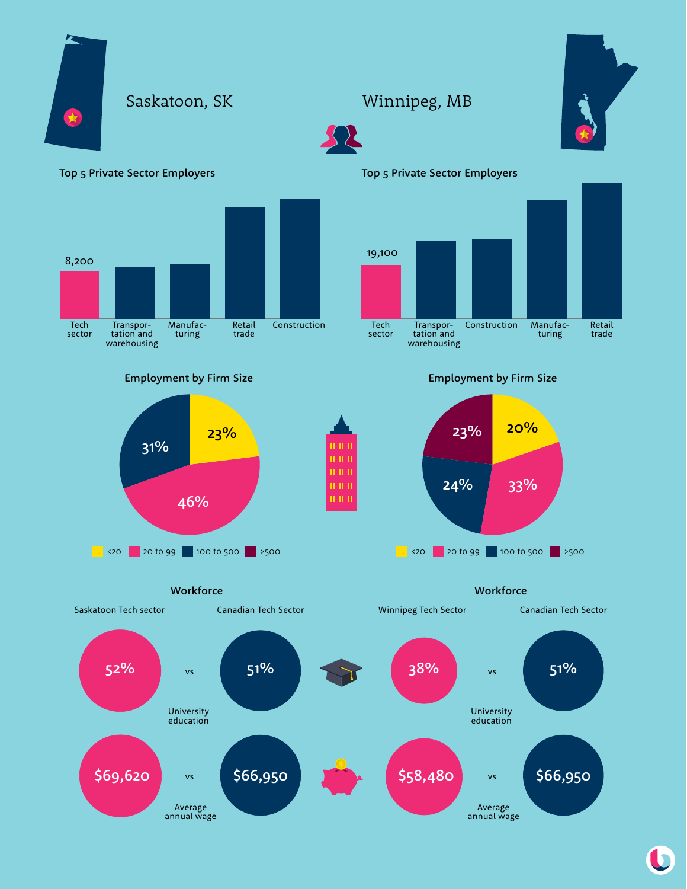## Saskatoon, SK

### Top 5 Private Sector Employers

| Sector | Employees |
|---|---|
| Tech sector | 8,200 |
| Transportation and warehousing | |
| Manufacturing | |
| Retail trade | |
| Construction | |

### Employment by Firm Size

| Firm size | Share |
|---|---|
| <20 | 23% |
| 20 to 99 | 46% |
| 100 to 500 | 31% |
| >500 | |

### Workforce

| | Saskatoon Tech sector | | Canadian Tech Sector |
|---|---|---|---|
| University education | 52% | vs | 51% |
| Average annual wage | $69,620 | vs | $66,950 |

## Winnipeg, MB

### Top 5 Private Sector Employers

| Sector | Employees |
|---|---|
| Tech sector | 19,100 |
| Transportation and warehousing | |
| Construction | |
| Manufacturing | |
| Retail trade | |

### Employment by Firm Size

| Firm size | Share |
|---|---|
| <20 | 20% |
| 20 to 99 | 33% |
| 100 to 500 | 24% |
| >500 | 23% |

### Workforce

| | Winnipeg Tech Sector | | Canadian Tech Sector |
|---|---|---|---|
| University education | 38% | vs | 51% |
| Average annual wage | $58,480 | vs | $66,950 |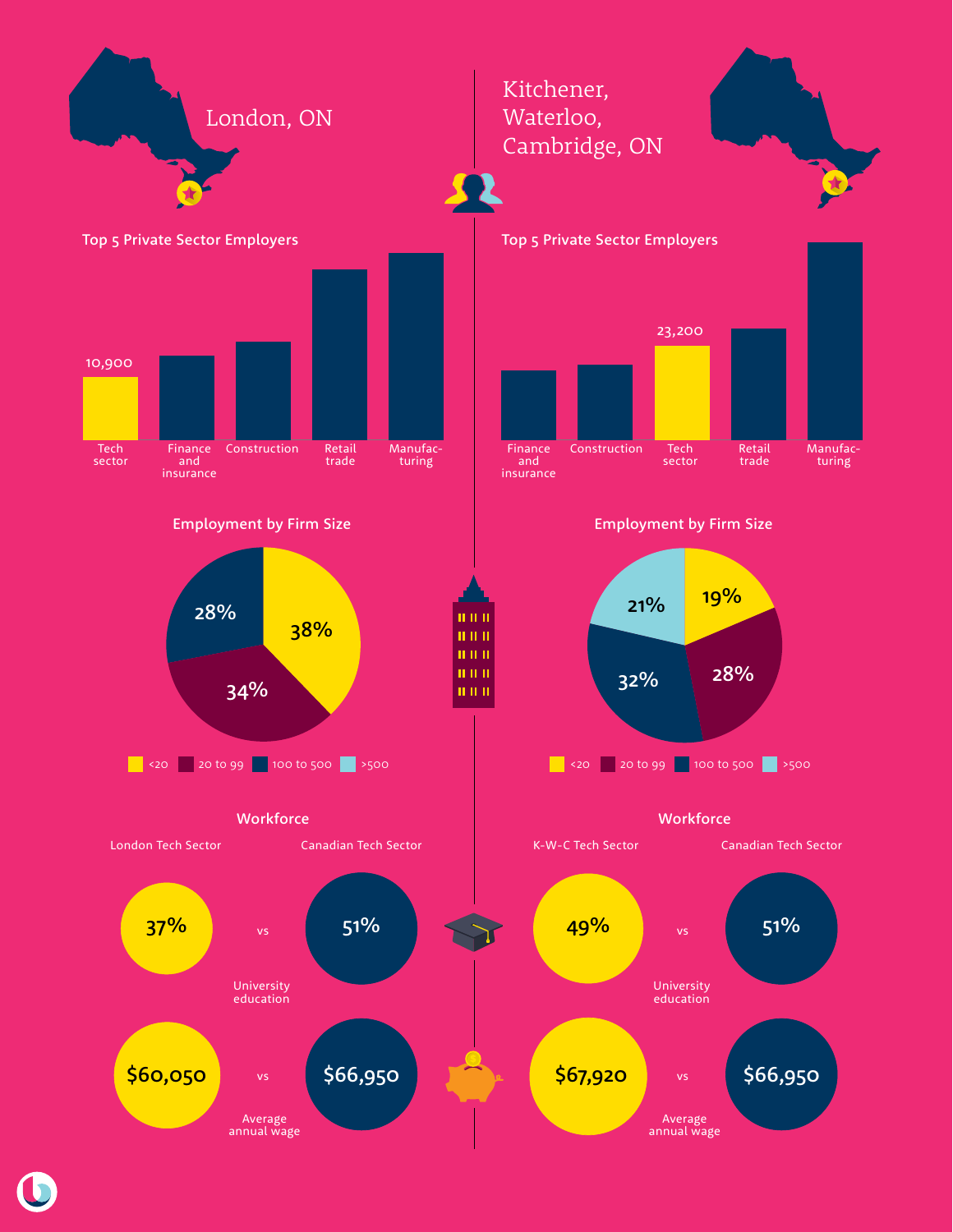## London, ON

### Top 5 Private Sector Employers

| Sector | Employees |
|---|---|
| Tech sector | 10,900 |
| Finance and insurance | |
| Construction | |
| Retail trade | |
| Manufacturing | |

### Employment by Firm Size

| Firm size | Share |
|---|---|
| <20 | 38% |
| 20 to 99 | 34% |
| 100 to 500 | 28% |
| >500 | |

### Workforce

| | London Tech Sector | Canadian Tech Sector |
|---|---|---|
| University education | 37% | 51% |
| Average annual wage | $60,050 | $66,950 |

## Kitchener, Waterloo, Cambridge, ON

### Top 5 Private Sector Employers

| Sector | Employees |
|---|---|
| Finance and insurance | |
| Construction | |
| Tech sector | 23,200 |
| Retail trade | |
| Manufacturing | |

### Employment by Firm Size

| Firm size | Share |
|---|---|
| <20 | 19% |
| 20 to 99 | 28% |
| 100 to 500 | 32% |
| >500 | 21% |

### Workforce

| | K-W-C Tech Sector | Canadian Tech Sector |
|---|---|---|
| University education | 49% | 51% |
| Average annual wage | $67,920 | $66,950 |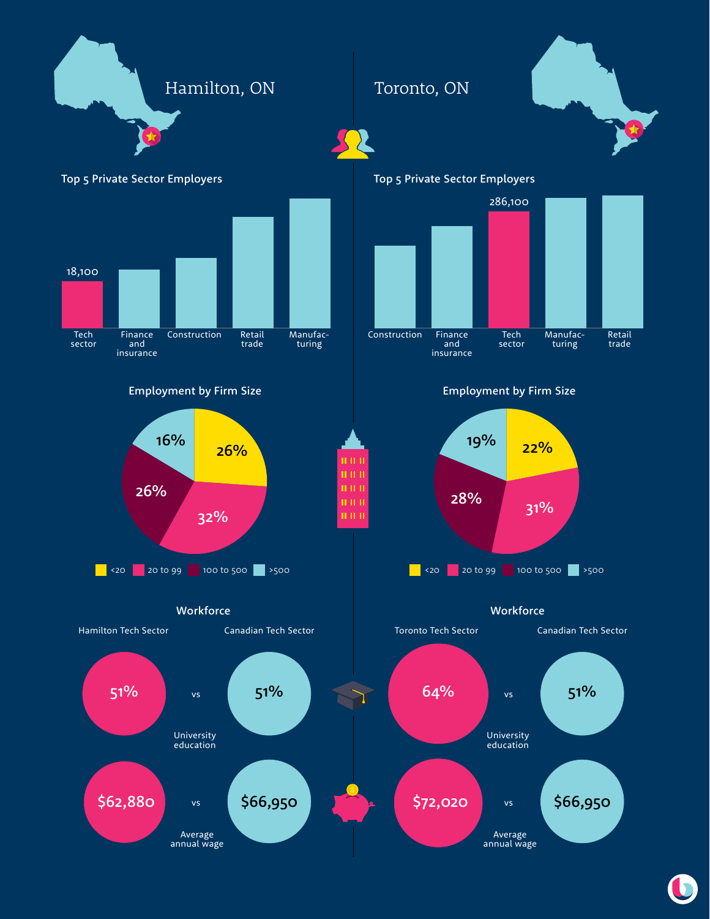## Hamilton, ON

### Top 5 Private Sector Employers

| Sector | Employees |
|---|---|
| Tech sector | 18,100 |
| Finance and insurance | |
| Construction | |
| Retail trade | |
| Manufacturing | |

### Employment by Firm Size

| Firm size | Share |
|---|---|
| <20 | 26% |
| 20 to 99 | 32% |
| 100 to 500 | 26% |
| >500 | 16% |

### Workforce

| | Hamilton Tech Sector | Canadian Tech Sector |
|---|---|---|
| University education | 51% | 51% |
| Average annual wage | $62,880 | $66,950 |

## Toronto, ON

### Top 5 Private Sector Employers

| Sector | Employees |
|---|---|
| Construction | |
| Finance and insurance | |
| Tech sector | 286,100 |
| Manufacturing | |
| Retail trade | |

### Employment by Firm Size

| Firm size | Share |
|---|---|
| <20 | 22% |
| 20 to 99 | 31% |
| 100 to 500 | 28% |
| >500 | 19% |

### Workforce

| | Toronto Tech Sector | Canadian Tech Sector |
|---|---|---|
| University education | 64% | 51% |
| Average annual wage | $72,020 | $66,950 |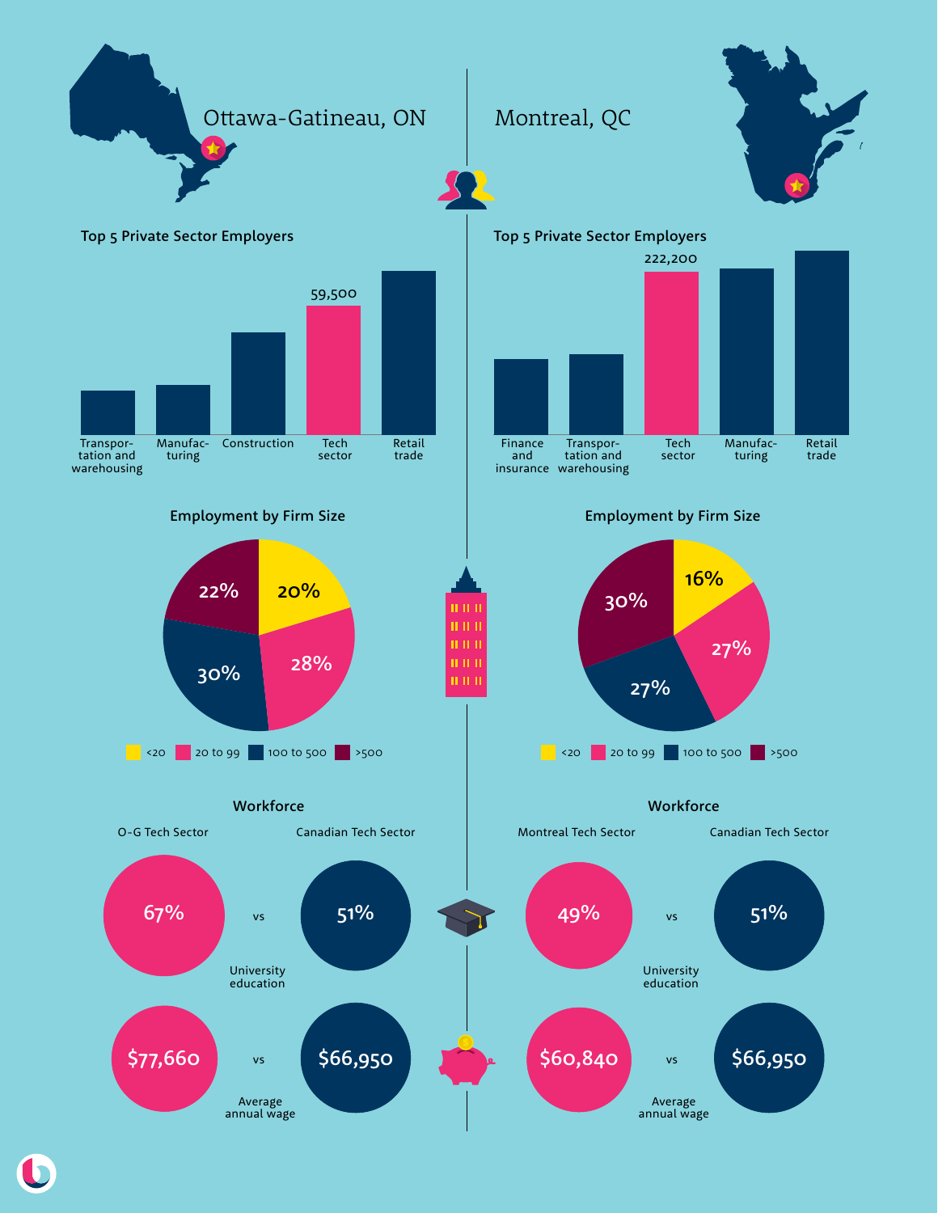## Ottawa-Gatineau, ON

### Top 5 Private Sector Employers

| Sector | Employees |
|---|---|
| Transportation and warehousing | |
| Manufacturing | |
| Construction | |
| Tech sector | 59,500 |
| Retail trade | |

### Employment by Firm Size

| Firm size | Share |
|---|---|
| <20 | 20% |
| 20 to 99 | 28% |
| 100 to 500 | 30% |
| >500 | 22% |

### Workforce

| | O-G Tech Sector | Canadian Tech Sector |
|---|---|---|
| University education | 67% | 51% |
| Average annual wage | $77,660 | $66,950 |

## Montreal, QC

### Top 5 Private Sector Employers

| Sector | Employees |
|---|---|
| Finance and insurance | |
| Transportation and warehousing | |
| Tech sector | 222,200 |
| Manufacturing | |
| Retail trade | |

### Employment by Firm Size

| Firm size | Share |
|---|---|
| <20 | 16% |
| 20 to 99 | 27% |
| 100 to 500 | 27% |
| >500 | 30% |

### Workforce

| | Montreal Tech Sector | Canadian Tech Sector |
|---|---|---|
| University education | 49% | 51% |
| Average annual wage | $60,840 | $66,950 |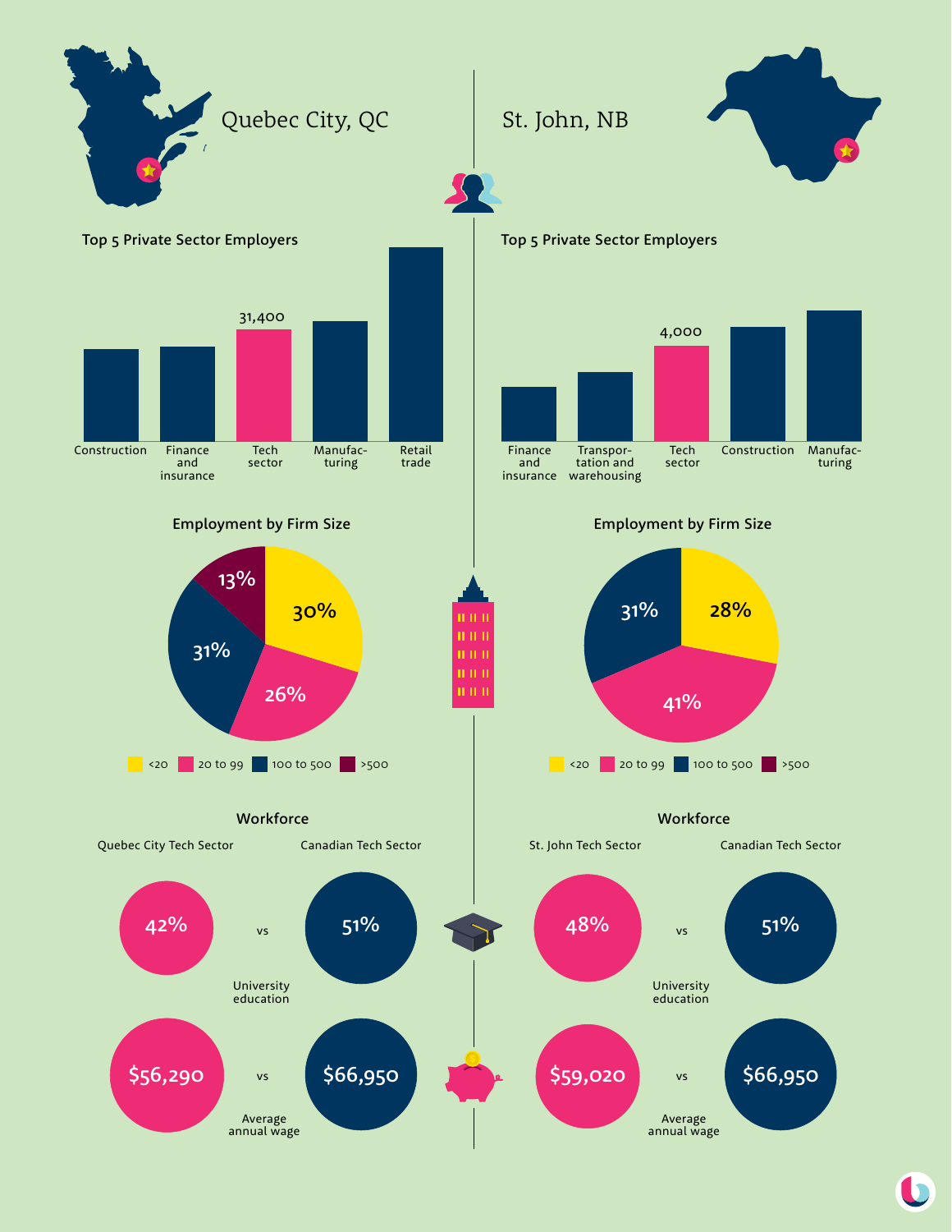## Quebec City, QC

### Top 5 Private Sector Employers

| Employer | Value |
|---|---|
| Construction | |
| Finance and insurance | |
| Tech sector | 31,400 |
| Manufacturing | |
| Retail trade | |

### Employment by Firm Size

| Firm size | Share |
|---|---|
| <20 | 30% |
| 20 to 99 | 26% |
| 100 to 500 | 31% |
| >500 | 13% |

### Workforce

| | Quebec City Tech Sector | | Canadian Tech Sector |
|---|---|---|---|
| University education | 42% | vs | 51% |
| Average annual wage | $56,290 | vs | $66,950 |

## St. John, NB

### Top 5 Private Sector Employers

| Employer | Value |
|---|---|
| Finance and insurance | |
| Transportation and warehousing | |
| Tech sector | 4,000 |
| Construction | |
| Manufacturing | |

### Employment by Firm Size

| Firm size | Share |
|---|---|
| <20 | 28% |
| 20 to 99 | 41% |
| 100 to 500 | 31% |
| >500 | |

### Workforce

| | St. John Tech Sector | | Canadian Tech Sector |
|---|---|---|---|
| University education | 48% | vs | 51% |
| Average annual wage | $59,020 | vs | $66,950 |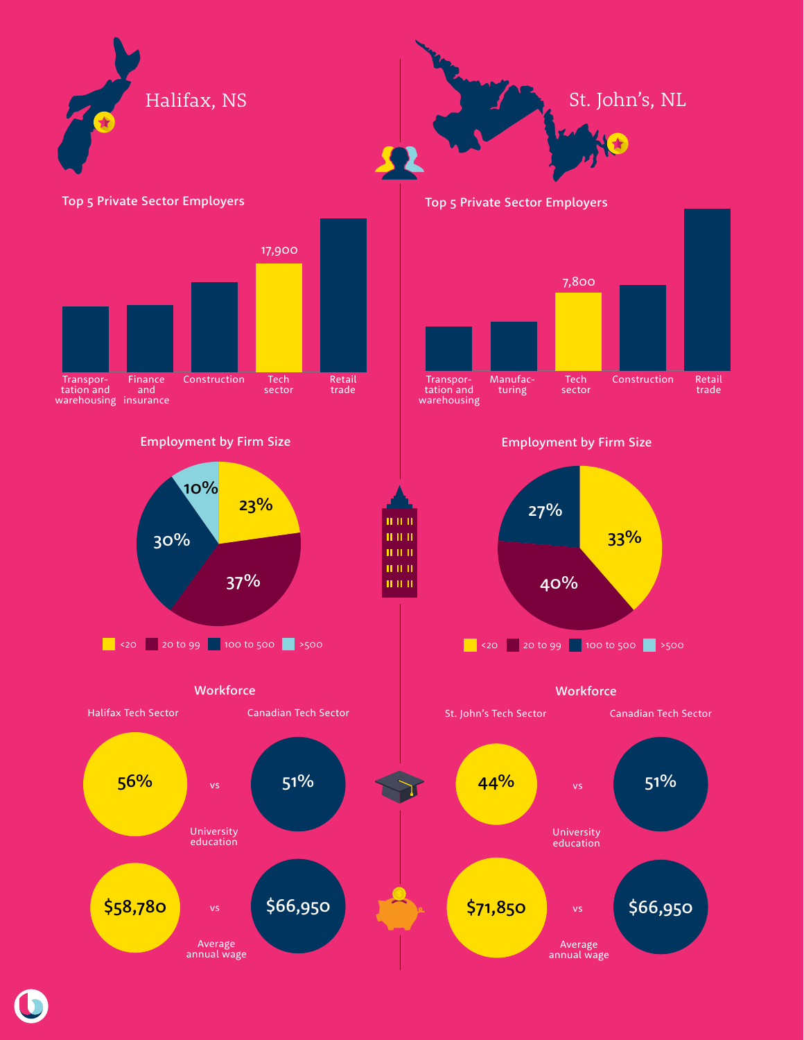## Halifax, NS

### Top 5 Private Sector Employers

17,900

Transportation and warehousing
Finance and insurance
Construction
Tech sector
Retail trade

### Employment by Firm Size

10%
23%
30%
37%

<20
20 to 99
100 to 500
>500

### Workforce

Halifax Tech Sector
Canadian Tech Sector

56% vs 51%

University education

$58,780 vs $66,950

Average annual wage

## St. John's, NL

### Top 5 Private Sector Employers

7,800

Transportation and warehousing
Manufacturing
Tech sector
Construction
Retail trade

### Employment by Firm Size

27%
33%
40%

<20
20 to 99
100 to 500
>500

### Workforce

St. John's Tech Sector
Canadian Tech Sector

44% vs 51%

University education

$71,850 vs $66,950

Average annual wage